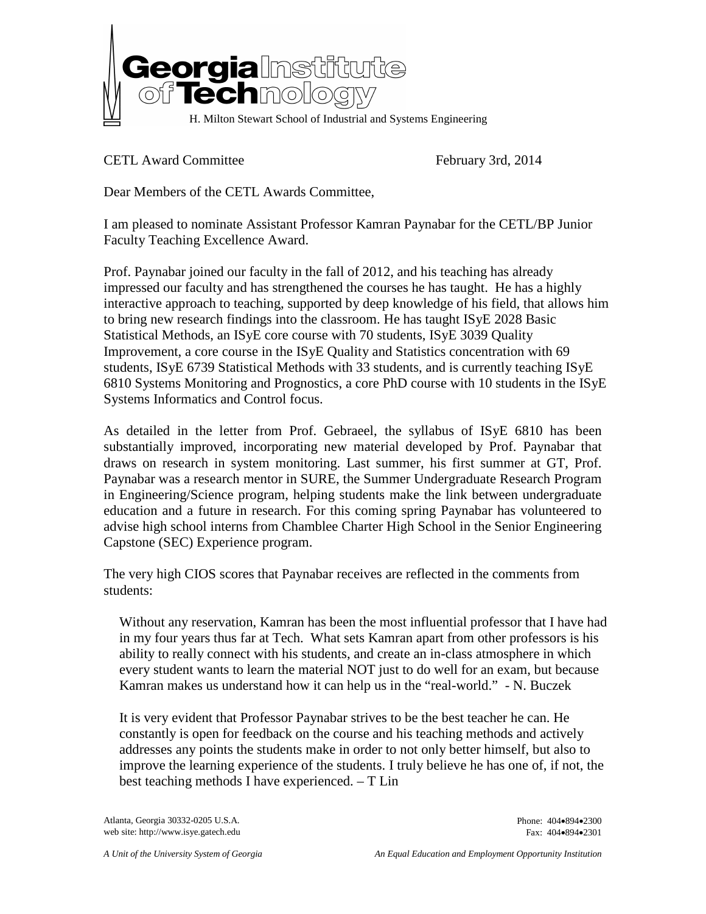Georgia Institute of Technology

H. Milton Stewart School of Industrial and Systems Engineering

CETL Award Committee February 3rd, 2014

Dear Members of the CETL Awards Committee,

I am pleased to nominate Assistant Professor Kamran Paynabar for the CETL/BP Junior Faculty Teaching Excellence Award.

Prof. Paynabar joined our faculty in the fall of 2012, and his teaching has already impressed our faculty and has strengthened the courses he has taught. He has a highly interactive approach to teaching, supported by deep knowledge of his field, that allows him to bring new research findings into the classroom. He has taught ISyE 2028 Basic Statistical Methods, an ISyE core course with 70 students, ISyE 3039 Quality Improvement, a core course in the ISyE Quality and Statistics concentration with 69 students, ISyE 6739 Statistical Methods with 33 students, and is currently teaching ISyE 6810 Systems Monitoring and Prognostics, a core PhD course with 10 students in the ISyE Systems Informatics and Control focus.

As detailed in the letter from Prof. Gebraeel, the syllabus of ISyE 6810 has been substantially improved, incorporating new material developed by Prof. Paynabar that draws on research in system monitoring. Last summer, his first summer at GT, Prof. Paynabar was a research mentor in SURE, the Summer Undergraduate Research Program in Engineering/Science program, helping students make the link between undergraduate education and a future in research. For this coming spring Paynabar has volunteered to advise high school interns from Chamblee Charter High School in the Senior Engineering Capstone (SEC) Experience program.

The very high CIOS scores that Paynabar receives are reflected in the comments from students:

> Without any reservation, Kamran has been the most influential professor that I have had in my four years thus far at Tech. What sets Kamran apart from other professors is his ability to really connect with his students, and create an in-class atmosphere in which every student wants to learn the material NOT just to do well for an exam, but because Kamran makes us understand how it can help us in the "real-world." - N. Buczek

> It is very evident that Professor Paynabar strives to be the best teacher he can. He constantly is open for feedback on the course and his teaching methods and actively addresses any points the students make in order to not only better himself, but also to improve the learning experience of the students. I truly believe he has one of, if not, the best teaching methods I have experienced. – T Lin

Atlanta, Georgia 30332-0205 U.S.A.
web site: http://www.isye.gatech.edu

Phone: 404•894•2300
Fax: 404•894•2301

*A Unit of the University System of Georgia* *An Equal Education and Employment Opportunity Institution*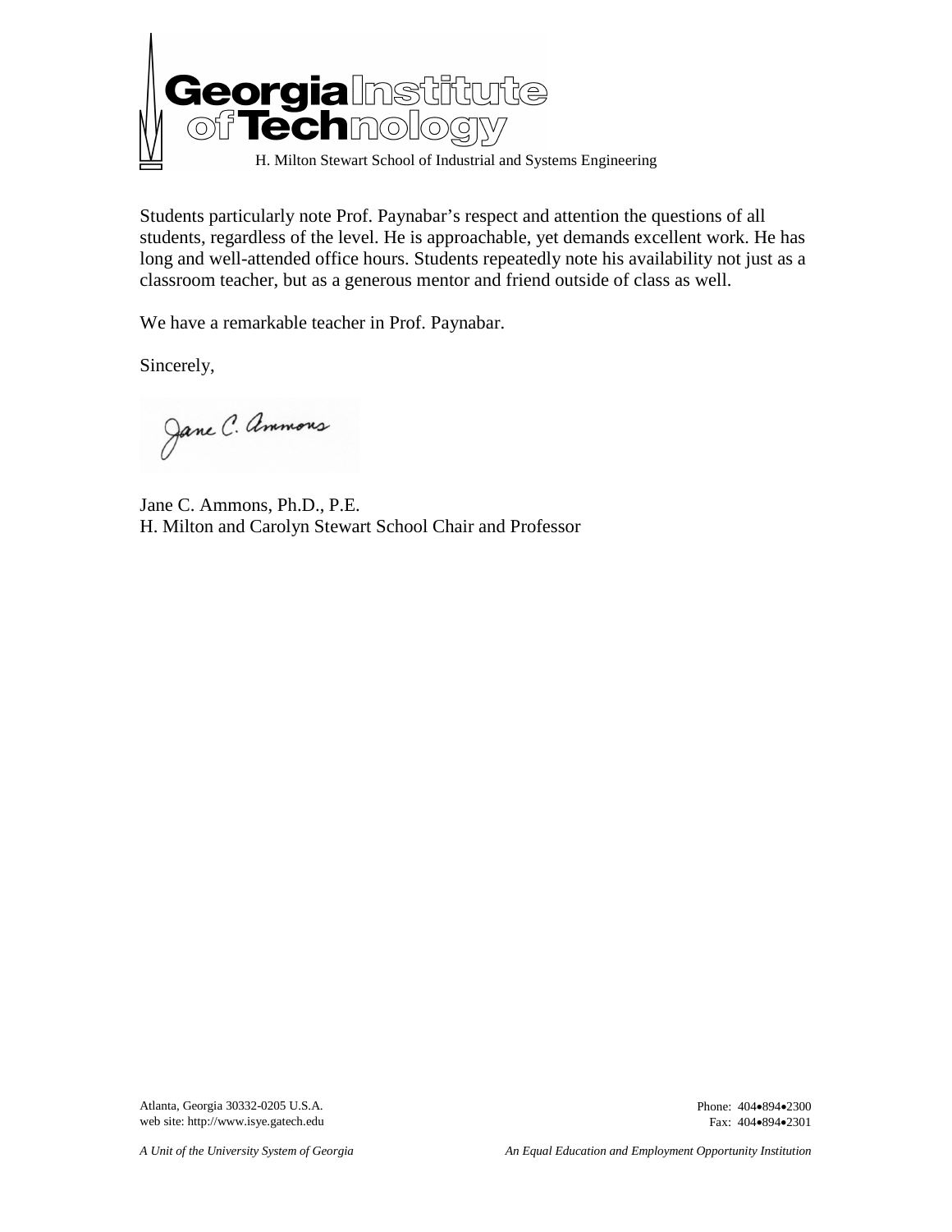Students particularly note Prof. Paynabar's respect and attention the questions of all students, regardless of the level. He is approachable, yet demands excellent work. He has long and well-attended office hours. Students repeatedly note his availability not just as a classroom teacher, but as a generous mentor and friend outside of class as well.

We have a remarkable teacher in Prof. Paynabar.

Sincerely,

Jane C. Ammons

Jane C. Ammons, Ph.D., P.E.
H. Milton and Carolyn Stewart School Chair and Professor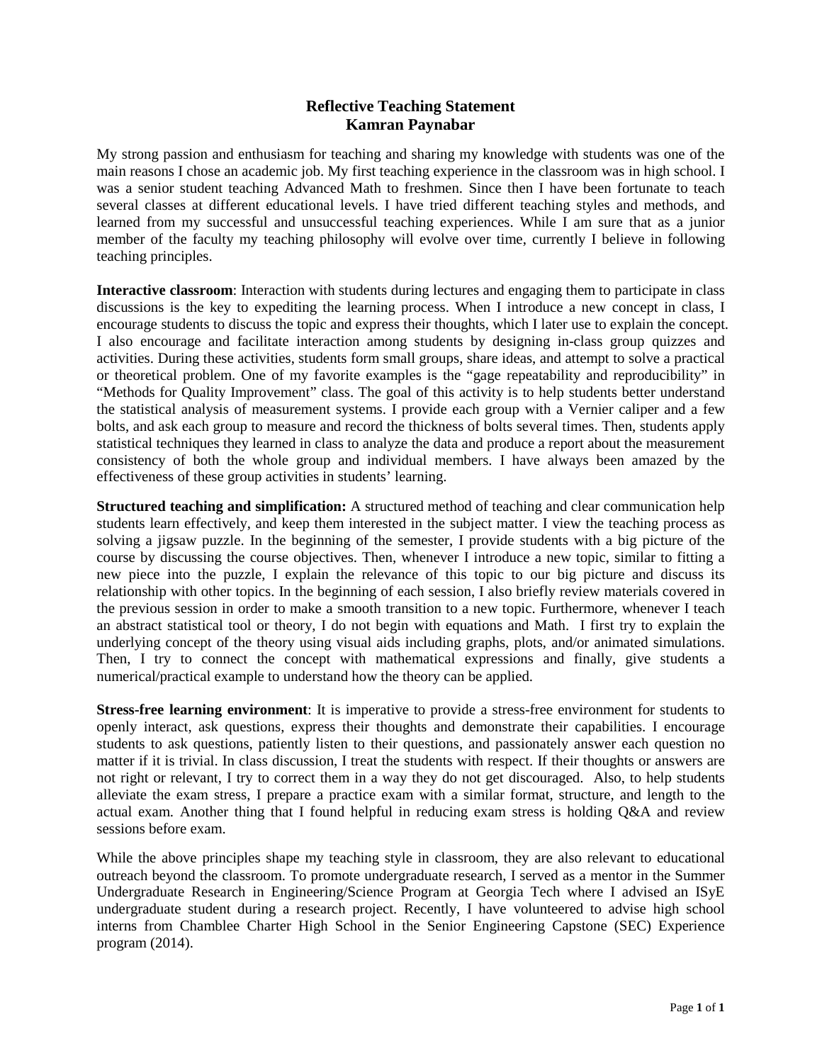# Reflective Teaching Statement
## Kamran Paynabar

My strong passion and enthusiasm for teaching and sharing my knowledge with students was one of the main reasons I chose an academic job. My first teaching experience in the classroom was in high school. I was a senior student teaching Advanced Math to freshmen. Since then I have been fortunate to teach several classes at different educational levels. I have tried different teaching styles and methods, and learned from my successful and unsuccessful teaching experiences. While I am sure that as a junior member of the faculty my teaching philosophy will evolve over time, currently I believe in following teaching principles.

**Interactive classroom**: Interaction with students during lectures and engaging them to participate in class discussions is the key to expediting the learning process. When I introduce a new concept in class, I encourage students to discuss the topic and express their thoughts, which I later use to explain the concept. I also encourage and facilitate interaction among students by designing in-class group quizzes and activities. During these activities, students form small groups, share ideas, and attempt to solve a practical or theoretical problem. One of my favorite examples is the "gage repeatability and reproducibility" in "Methods for Quality Improvement" class. The goal of this activity is to help students better understand the statistical analysis of measurement systems. I provide each group with a Vernier caliper and a few bolts, and ask each group to measure and record the thickness of bolts several times. Then, students apply statistical techniques they learned in class to analyze the data and produce a report about the measurement consistency of both the whole group and individual members. I have always been amazed by the effectiveness of these group activities in students' learning.

**Structured teaching and simplification:** A structured method of teaching and clear communication help students learn effectively, and keep them interested in the subject matter. I view the teaching process as solving a jigsaw puzzle. In the beginning of the semester, I provide students with a big picture of the course by discussing the course objectives. Then, whenever I introduce a new topic, similar to fitting a new piece into the puzzle, I explain the relevance of this topic to our big picture and discuss its relationship with other topics. In the beginning of each session, I also briefly review materials covered in the previous session in order to make a smooth transition to a new topic. Furthermore, whenever I teach an abstract statistical tool or theory, I do not begin with equations and Math. I first try to explain the underlying concept of the theory using visual aids including graphs, plots, and/or animated simulations. Then, I try to connect the concept with mathematical expressions and finally, give students a numerical/practical example to understand how the theory can be applied.

**Stress-free learning environment**: It is imperative to provide a stress-free environment for students to openly interact, ask questions, express their thoughts and demonstrate their capabilities. I encourage students to ask questions, patiently listen to their questions, and passionately answer each question no matter if it is trivial. In class discussion, I treat the students with respect. If their thoughts or answers are not right or relevant, I try to correct them in a way they do not get discouraged. Also, to help students alleviate the exam stress, I prepare a practice exam with a similar format, structure, and length to the actual exam. Another thing that I found helpful in reducing exam stress is holding Q&A and review sessions before exam.

While the above principles shape my teaching style in classroom, they are also relevant to educational outreach beyond the classroom. To promote undergraduate research, I served as a mentor in the Summer Undergraduate Research in Engineering/Science Program at Georgia Tech where I advised an ISyE undergraduate student during a research project. Recently, I have volunteered to advise high school interns from Chamblee Charter High School in the Senior Engineering Capstone (SEC) Experience program (2014).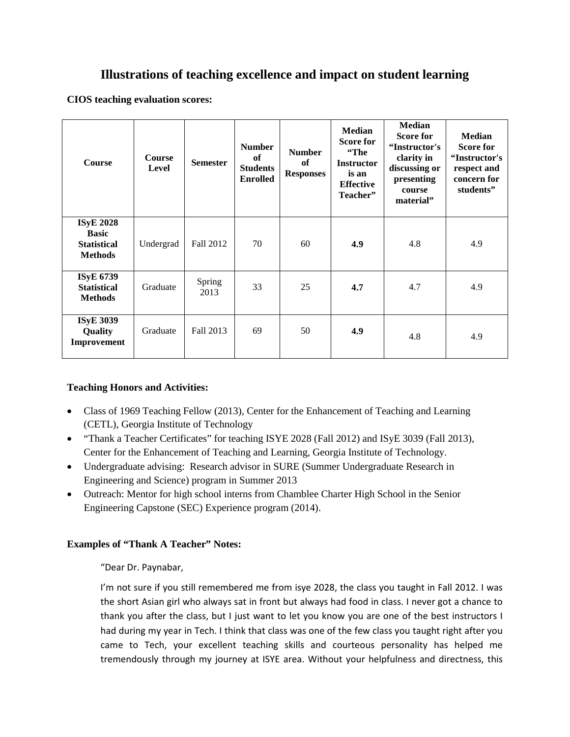# Illustrations of teaching excellence and impact on student learning

**CIOS teaching evaluation scores:**

| Course | Course Level | Semester | Number of Students Enrolled | Number of Responses | Median Score for "The Instructor is an Effective Teacher" | Median Score for "Instructor's clarity in discussing or presenting course material" | Median Score for "Instructor's respect and concern for students" |
|---|---|---|---|---|---|---|---|
| **ISyE 2028 Basic Statistical Methods** | Undergrad | Fall 2012 | 70 | 60 | **4.9** | 4.8 | 4.9 |
| **ISyE 6739 Statistical Methods** | Graduate | Spring 2013 | 33 | 25 | **4.7** | 4.7 | 4.9 |
| **ISyE 3039 Quality Improvement** | Graduate | Fall 2013 | 69 | 50 | **4.9** | 4.8 | 4.9 |

**Teaching Honors and Activities:**

- Class of 1969 Teaching Fellow (2013), Center for the Enhancement of Teaching and Learning (CETL), Georgia Institute of Technology
- "Thank a Teacher Certificates" for teaching ISYE 2028 (Fall 2012) and ISyE 3039 (Fall 2013), Center for the Enhancement of Teaching and Learning, Georgia Institute of Technology.
- Undergraduate advising: Research advisor in SURE (Summer Undergraduate Research in Engineering and Science) program in Summer 2013
- Outreach: Mentor for high school interns from Chamblee Charter High School in the Senior Engineering Capstone (SEC) Experience program (2014).

**Examples of "Thank A Teacher" Notes:**

"Dear Dr. Paynabar,

I'm not sure if you still remembered me from isye 2028, the class you taught in Fall 2012. I was the short Asian girl who always sat in front but always had food in class. I never got a chance to thank you after the class, but I just want to let you know you are one of the best instructors I had during my year in Tech. I think that class was one of the few class you taught right after you came to Tech, your excellent teaching skills and courteous personality has helped me tremendously through my journey at ISYE area. Without your helpfulness and directness, this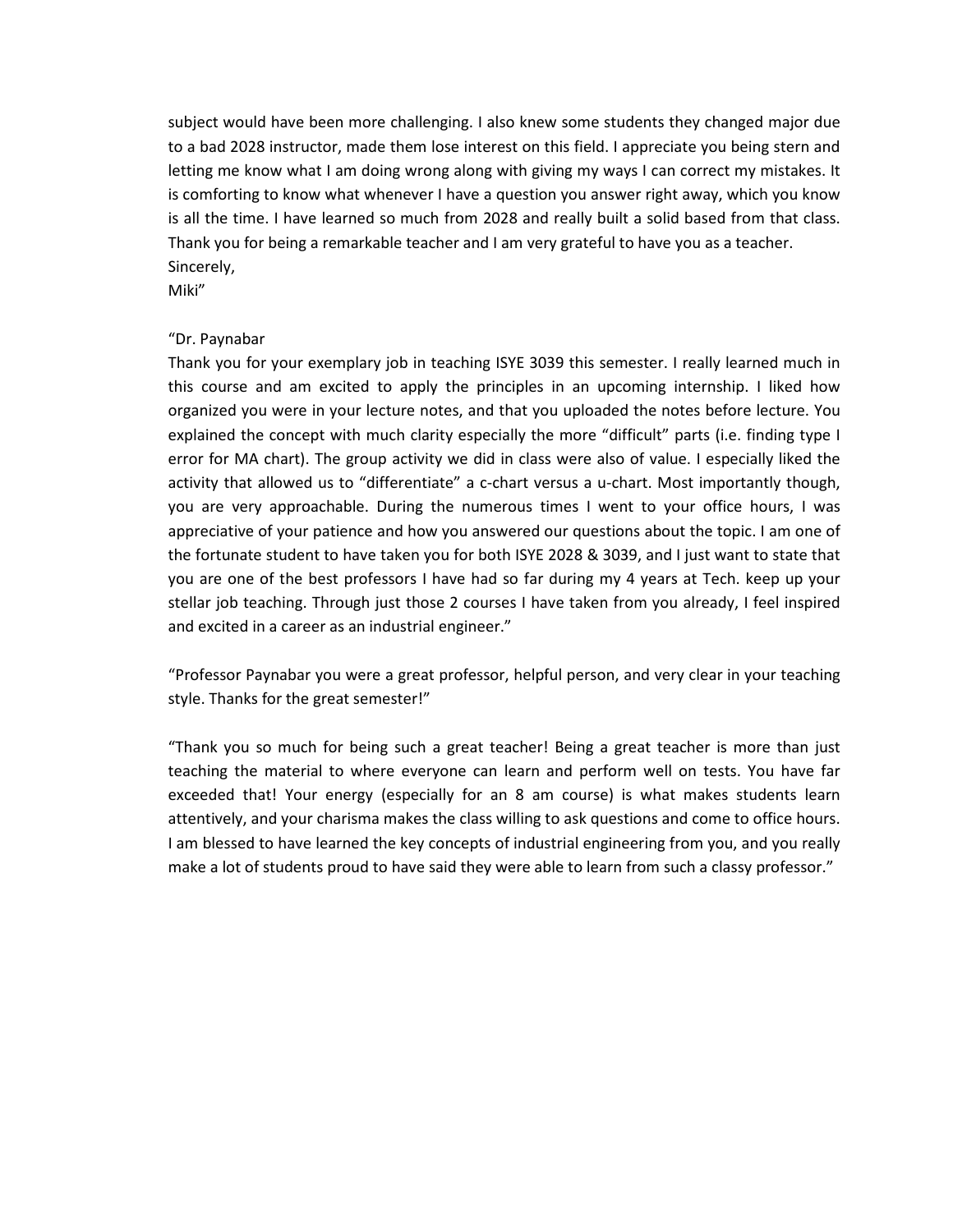subject would have been more challenging. I also knew some students they changed major due to a bad 2028 instructor, made them lose interest on this field. I appreciate you being stern and letting me know what I am doing wrong along with giving my ways I can correct my mistakes. It is comforting to know what whenever I have a question you answer right away, which you know is all the time. I have learned so much from 2028 and really built a solid based from that class. Thank you for being a remarkable teacher and I am very grateful to have you as a teacher.
Sincerely,
Miki"

"Dr. Paynabar
Thank you for your exemplary job in teaching ISYE 3039 this semester. I really learned much in this course and am excited to apply the principles in an upcoming internship. I liked how organized you were in your lecture notes, and that you uploaded the notes before lecture. You explained the concept with much clarity especially the more "difficult" parts (i.e. finding type I error for MA chart). The group activity we did in class were also of value. I especially liked the activity that allowed us to "differentiate" a c-chart versus a u-chart. Most importantly though, you are very approachable. During the numerous times I went to your office hours, I was appreciative of your patience and how you answered our questions about the topic. I am one of the fortunate student to have taken you for both ISYE 2028 & 3039, and I just want to state that you are one of the best professors I have had so far during my 4 years at Tech. keep up your stellar job teaching. Through just those 2 courses I have taken from you already, I feel inspired and excited in a career as an industrial engineer."

"Professor Paynabar you were a great professor, helpful person, and very clear in your teaching style. Thanks for the great semester!"

"Thank you so much for being such a great teacher! Being a great teacher is more than just teaching the material to where everyone can learn and perform well on tests. You have far exceeded that! Your energy (especially for an 8 am course) is what makes students learn attentively, and your charisma makes the class willing to ask questions and come to office hours. I am blessed to have learned the key concepts of industrial engineering from you, and you really make a lot of students proud to have said they were able to learn from such a classy professor."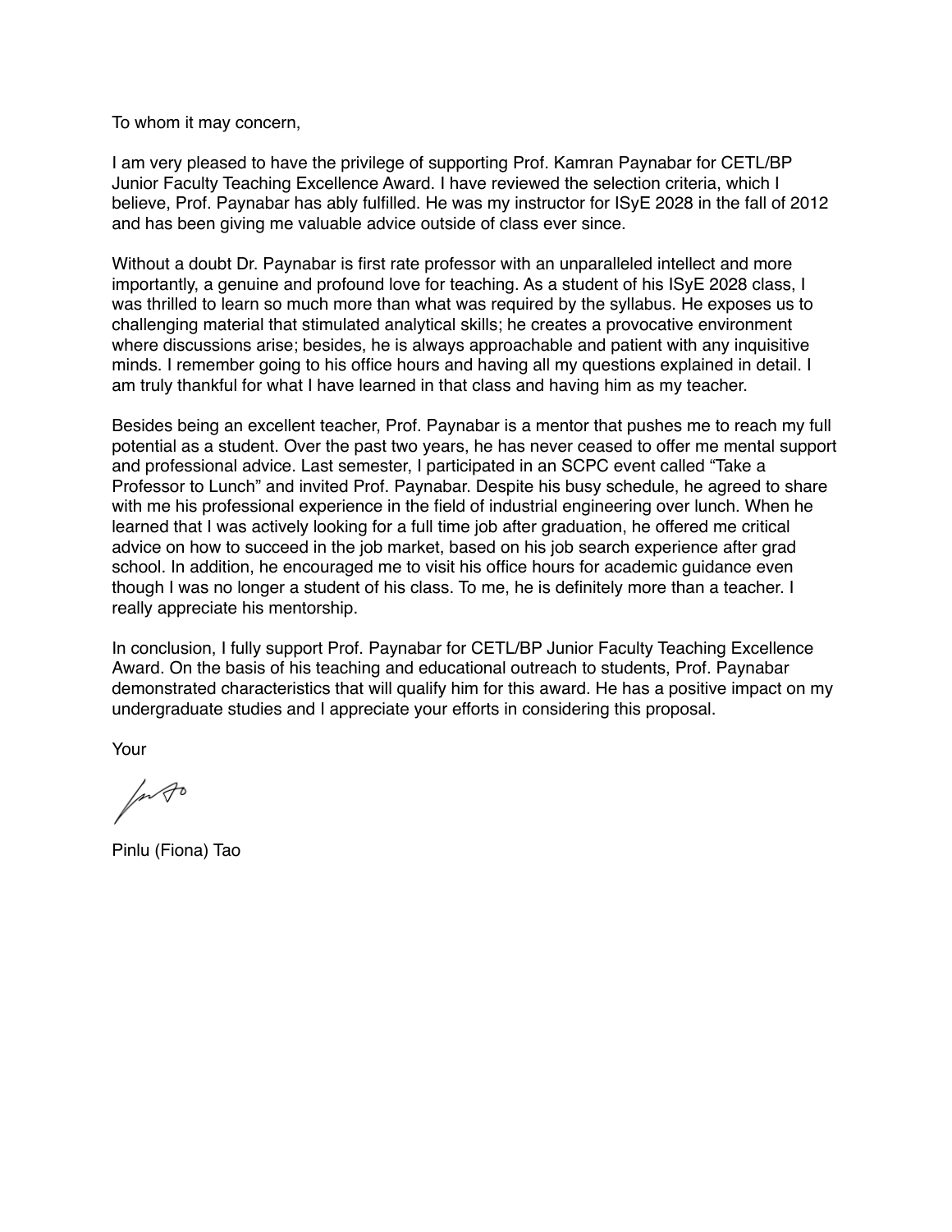To whom it may concern,

I am very pleased to have the privilege of supporting Prof. Kamran Paynabar for CETL/BP Junior Faculty Teaching Excellence Award. I have reviewed the selection criteria, which I believe, Prof. Paynabar has ably fulfilled. He was my instructor for ISyE 2028 in the fall of 2012 and has been giving me valuable advice outside of class ever since.

Without a doubt Dr. Paynabar is first rate professor with an unparalleled intellect and more importantly, a genuine and profound love for teaching. As a student of his ISyE 2028 class, I was thrilled to learn so much more than what was required by the syllabus. He exposes us to challenging material that stimulated analytical skills; he creates a provocative environment where discussions arise; besides, he is always approachable and patient with any inquisitive minds. I remember going to his office hours and having all my questions explained in detail. I am truly thankful for what I have learned in that class and having him as my teacher.

Besides being an excellent teacher, Prof. Paynabar is a mentor that pushes me to reach my full potential as a student. Over the past two years, he has never ceased to offer me mental support and professional advice. Last semester, I participated in an SCPC event called "Take a Professor to Lunch" and invited Prof. Paynabar. Despite his busy schedule, he agreed to share with me his professional experience in the field of industrial engineering over lunch. When he learned that I was actively looking for a full time job after graduation, he offered me critical advice on how to succeed in the job market, based on his job search experience after grad school. In addition, he encouraged me to visit his office hours for academic guidance even though I was no longer a student of his class. To me, he is definitely more than a teacher. I really appreciate his mentorship.

In conclusion, I fully support Prof. Paynabar for CETL/BP Junior Faculty Teaching Excellence Award. On the basis of his teaching and educational outreach to students, Prof. Paynabar demonstrated characteristics that will qualify him for this award. He has a positive impact on my undergraduate studies and I appreciate your efforts in considering this proposal.

Your

Pinlu (Fiona) Tao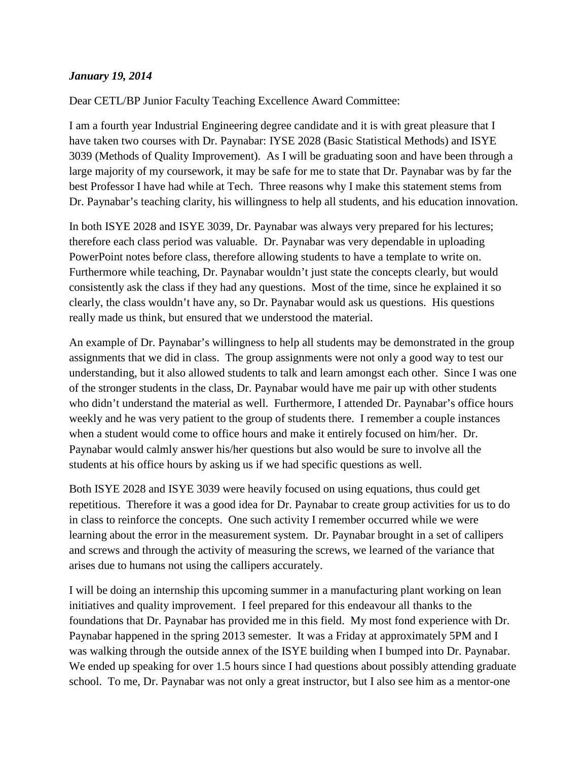***January 19, 2014***

Dear CETL/BP Junior Faculty Teaching Excellence Award Committee:

I am a fourth year Industrial Engineering degree candidate and it is with great pleasure that I have taken two courses with Dr. Paynabar: IYSE 2028 (Basic Statistical Methods) and ISYE 3039 (Methods of Quality Improvement). As I will be graduating soon and have been through a large majority of my coursework, it may be safe for me to state that Dr. Paynabar was by far the best Professor I have had while at Tech. Three reasons why I make this statement stems from Dr. Paynabar's teaching clarity, his willingness to help all students, and his education innovation.

In both ISYE 2028 and ISYE 3039, Dr. Paynabar was always very prepared for his lectures; therefore each class period was valuable. Dr. Paynabar was very dependable in uploading PowerPoint notes before class, therefore allowing students to have a template to write on. Furthermore while teaching, Dr. Paynabar wouldn't just state the concepts clearly, but would consistently ask the class if they had any questions. Most of the time, since he explained it so clearly, the class wouldn't have any, so Dr. Paynabar would ask us questions. His questions really made us think, but ensured that we understood the material.

An example of Dr. Paynabar's willingness to help all students may be demonstrated in the group assignments that we did in class. The group assignments were not only a good way to test our understanding, but it also allowed students to talk and learn amongst each other. Since I was one of the stronger students in the class, Dr. Paynabar would have me pair up with other students who didn't understand the material as well. Furthermore, I attended Dr. Paynabar's office hours weekly and he was very patient to the group of students there. I remember a couple instances when a student would come to office hours and make it entirely focused on him/her. Dr. Paynabar would calmly answer his/her questions but also would be sure to involve all the students at his office hours by asking us if we had specific questions as well.

Both ISYE 2028 and ISYE 3039 were heavily focused on using equations, thus could get repetitious. Therefore it was a good idea for Dr. Paynabar to create group activities for us to do in class to reinforce the concepts. One such activity I remember occurred while we were learning about the error in the measurement system. Dr. Paynabar brought in a set of callipers and screws and through the activity of measuring the screws, we learned of the variance that arises due to humans not using the callipers accurately.

I will be doing an internship this upcoming summer in a manufacturing plant working on lean initiatives and quality improvement. I feel prepared for this endeavour all thanks to the foundations that Dr. Paynabar has provided me in this field. My most fond experience with Dr. Paynabar happened in the spring 2013 semester. It was a Friday at approximately 5PM and I was walking through the outside annex of the ISYE building when I bumped into Dr. Paynabar. We ended up speaking for over 1.5 hours since I had questions about possibly attending graduate school. To me, Dr. Paynabar was not only a great instructor, but I also see him as a mentor-one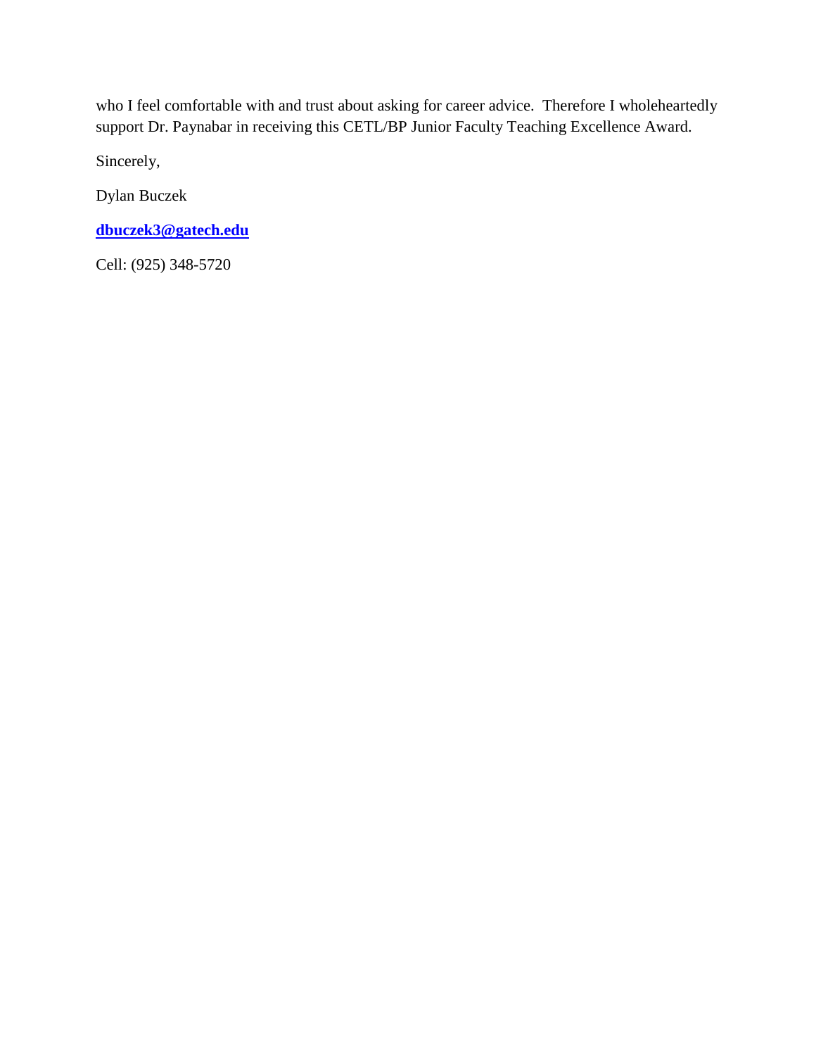who I feel comfortable with and trust about asking for career advice.  Therefore I wholeheartedly support Dr. Paynabar in receiving this CETL/BP Junior Faculty Teaching Excellence Award.

Sincerely,

Dylan Buczek

**dbuczek3@gatech.edu**

Cell: (925) 348-5720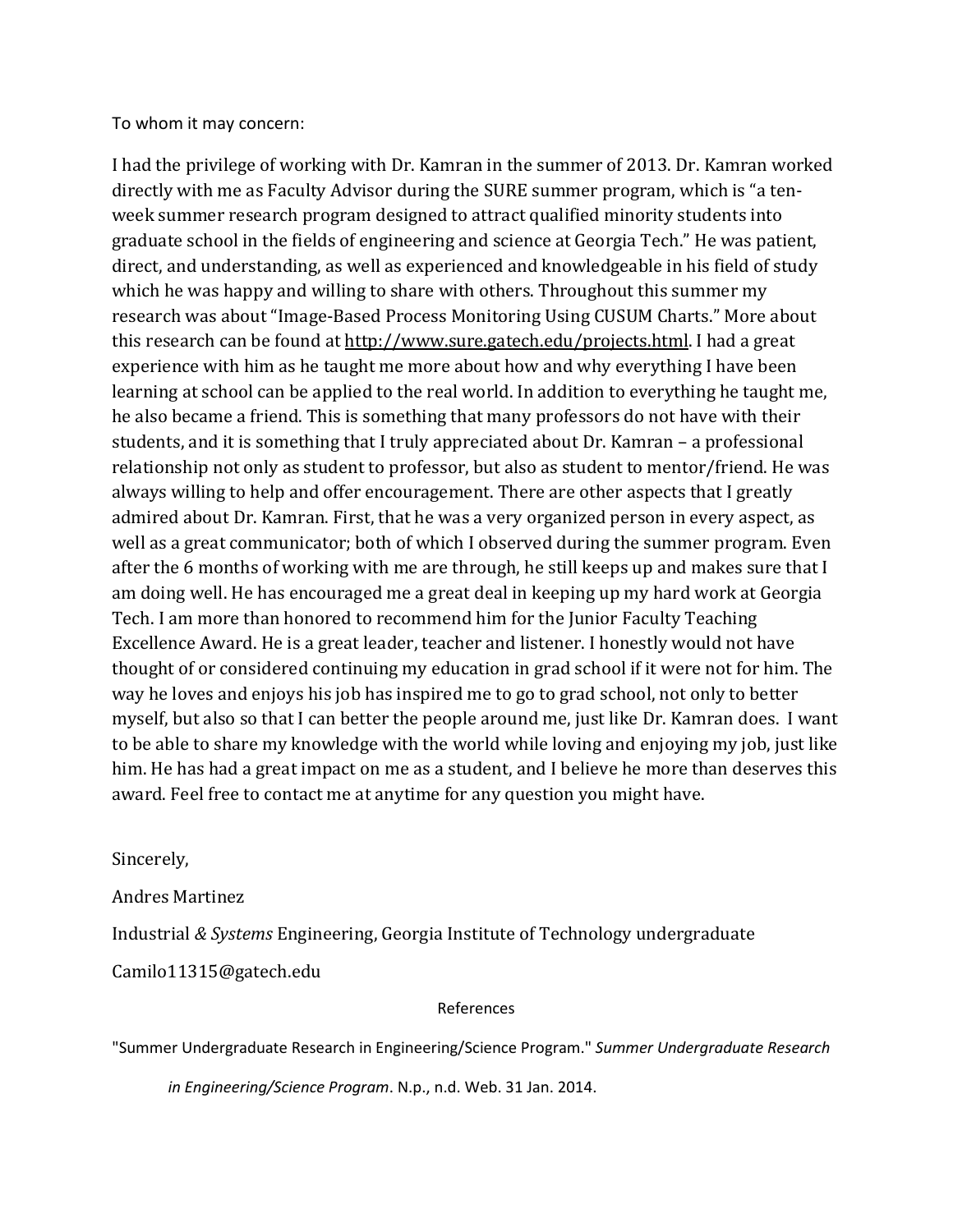To whom it may concern:

I had the privilege of working with Dr. Kamran in the summer of 2013. Dr. Kamran worked directly with me as Faculty Advisor during the SURE summer program, which is "a ten-week summer research program designed to attract qualified minority students into graduate school in the fields of engineering and science at Georgia Tech." He was patient, direct, and understanding, as well as experienced and knowledgeable in his field of study which he was happy and willing to share with others. Throughout this summer my research was about "Image-Based Process Monitoring Using CUSUM Charts." More about this research can be found at http://www.sure.gatech.edu/projects.html. I had a great experience with him as he taught me more about how and why everything I have been learning at school can be applied to the real world. In addition to everything he taught me, he also became a friend. This is something that many professors do not have with their students, and it is something that I truly appreciated about Dr. Kamran – a professional relationship not only as student to professor, but also as student to mentor/friend. He was always willing to help and offer encouragement. There are other aspects that I greatly admired about Dr. Kamran. First, that he was a very organized person in every aspect, as well as a great communicator; both of which I observed during the summer program. Even after the 6 months of working with me are through, he still keeps up and makes sure that I am doing well. He has encouraged me a great deal in keeping up my hard work at Georgia Tech. I am more than honored to recommend him for the Junior Faculty Teaching Excellence Award. He is a great leader, teacher and listener. I honestly would not have thought of or considered continuing my education in grad school if it were not for him. The way he loves and enjoys his job has inspired me to go to grad school, not only to better myself, but also so that I can better the people around me, just like Dr. Kamran does. I want to be able to share my knowledge with the world while loving and enjoying my job, just like him. He has had a great impact on me as a student, and I believe he more than deserves this award. Feel free to contact me at anytime for any question you might have.

Sincerely,

Andres Martinez

Industrial *& Systems* Engineering, Georgia Institute of Technology undergraduate

Camilo11315@gatech.edu

References

"Summer Undergraduate Research in Engineering/Science Program." *Summer Undergraduate Research in Engineering/Science Program*. N.p., n.d. Web. 31 Jan. 2014.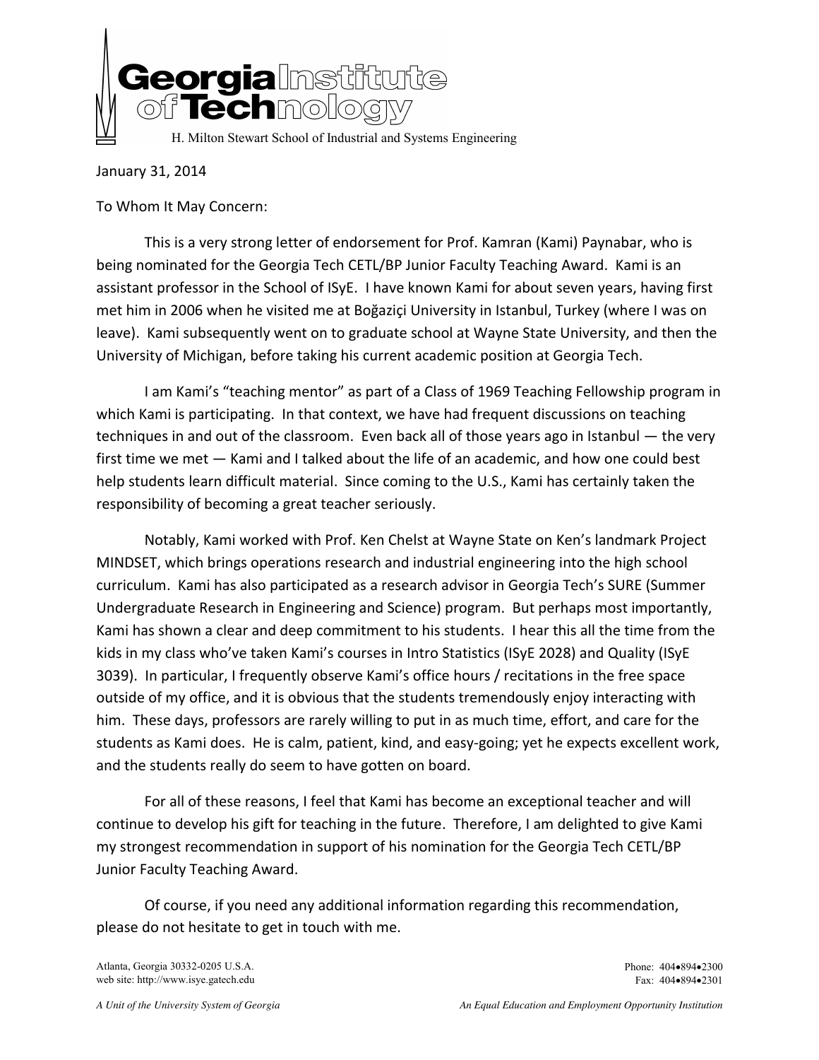Georgia Institute of Technology

H. Milton Stewart School of Industrial and Systems Engineering

January 31, 2014

To Whom It May Concern:

This is a very strong letter of endorsement for Prof. Kamran (Kami) Paynabar, who is being nominated for the Georgia Tech CETL/BP Junior Faculty Teaching Award. Kami is an assistant professor in the School of ISyE. I have known Kami for about seven years, having first met him in 2006 when he visited me at Boğaziçi University in Istanbul, Turkey (where I was on leave). Kami subsequently went on to graduate school at Wayne State University, and then the University of Michigan, before taking his current academic position at Georgia Tech.

I am Kami's "teaching mentor" as part of a Class of 1969 Teaching Fellowship program in which Kami is participating. In that context, we have had frequent discussions on teaching techniques in and out of the classroom. Even back all of those years ago in Istanbul — the very first time we met — Kami and I talked about the life of an academic, and how one could best help students learn difficult material. Since coming to the U.S., Kami has certainly taken the responsibility of becoming a great teacher seriously.

Notably, Kami worked with Prof. Ken Chelst at Wayne State on Ken's landmark Project MINDSET, which brings operations research and industrial engineering into the high school curriculum. Kami has also participated as a research advisor in Georgia Tech's SURE (Summer Undergraduate Research in Engineering and Science) program. But perhaps most importantly, Kami has shown a clear and deep commitment to his students. I hear this all the time from the kids in my class who've taken Kami's courses in Intro Statistics (ISyE 2028) and Quality (ISyE 3039). In particular, I frequently observe Kami's office hours / recitations in the free space outside of my office, and it is obvious that the students tremendously enjoy interacting with him. These days, professors are rarely willing to put in as much time, effort, and care for the students as Kami does. He is calm, patient, kind, and easy-going; yet he expects excellent work, and the students really do seem to have gotten on board.

For all of these reasons, I feel that Kami has become an exceptional teacher and will continue to develop his gift for teaching in the future. Therefore, I am delighted to give Kami my strongest recommendation in support of his nomination for the Georgia Tech CETL/BP Junior Faculty Teaching Award.

Of course, if you need any additional information regarding this recommendation, please do not hesitate to get in touch with me.

Atlanta, Georgia 30332-0205 U.S.A.
web site: http://www.isye.gatech.edu

Phone: 404•894•2300
Fax: 404•894•2301

*A Unit of the University System of Georgia*

*An Equal Education and Employment Opportunity Institution*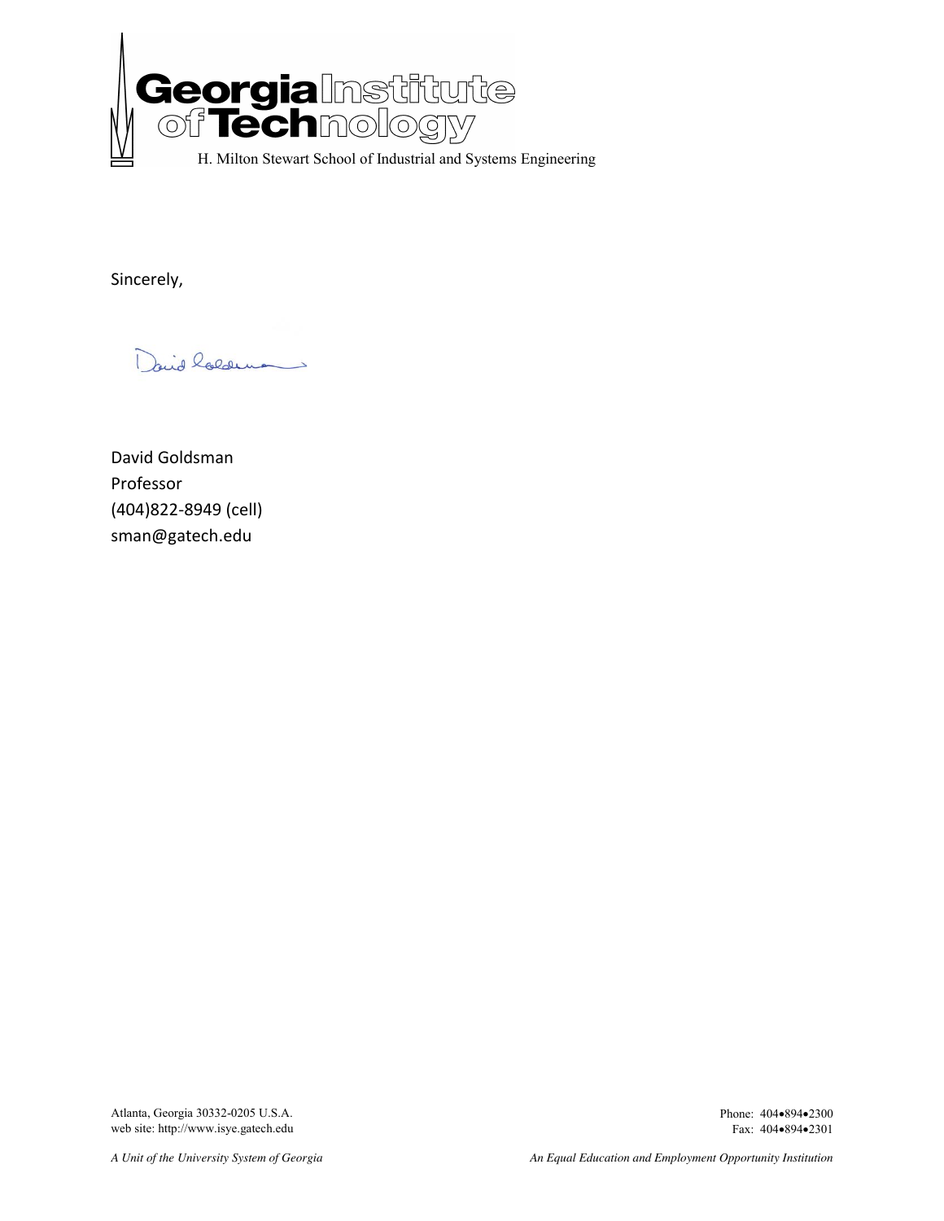Sincerely,

David Goldsman
Professor
(404)822-8949 (cell)
sman@gatech.edu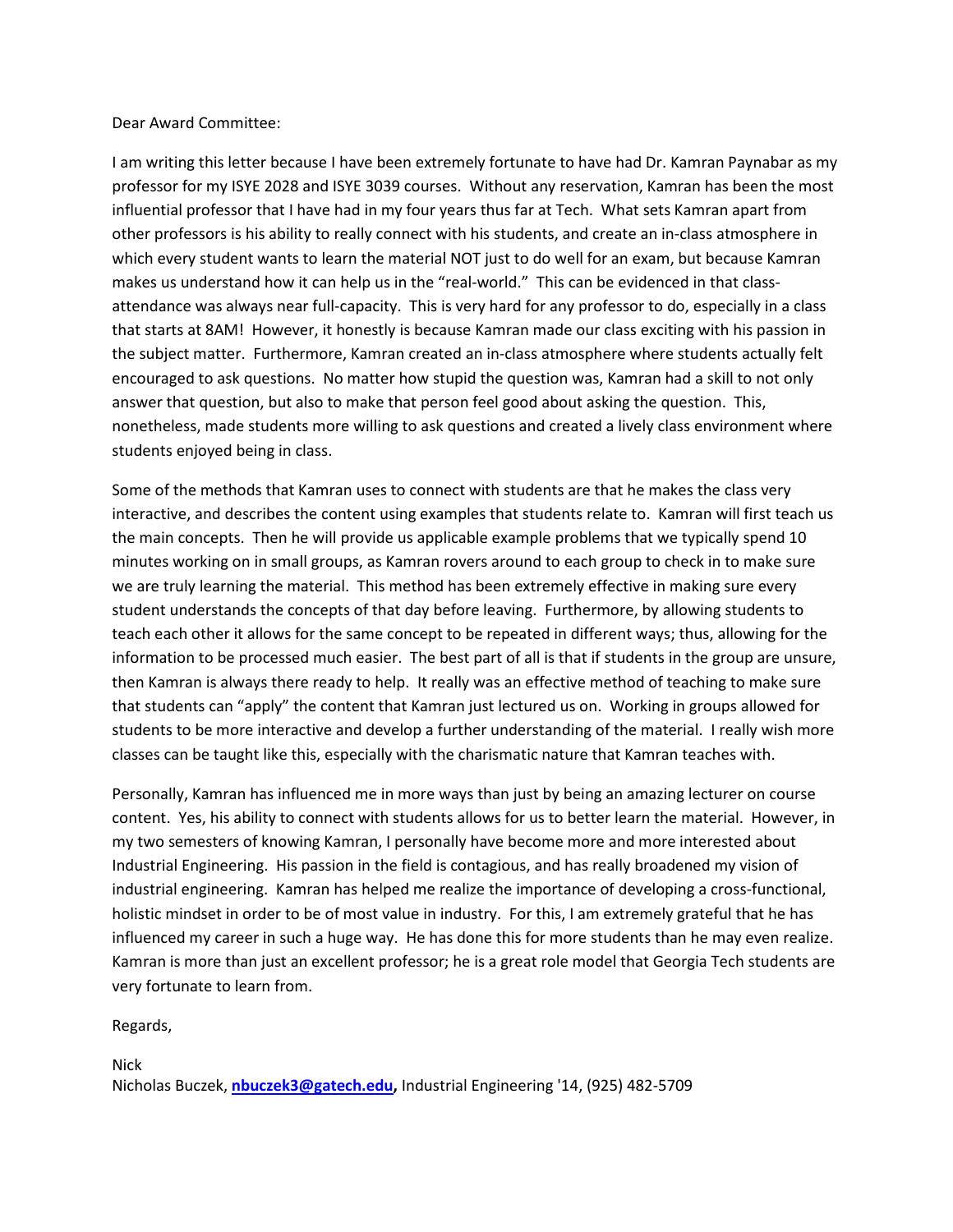Dear Award Committee:

I am writing this letter because I have been extremely fortunate to have had Dr. Kamran Paynabar as my professor for my ISYE 2028 and ISYE 3039 courses. Without any reservation, Kamran has been the most influential professor that I have had in my four years thus far at Tech. What sets Kamran apart from other professors is his ability to really connect with his students, and create an in-class atmosphere in which every student wants to learn the material NOT just to do well for an exam, but because Kamran makes us understand how it can help us in the "real-world." This can be evidenced in that class-attendance was always near full-capacity. This is very hard for any professor to do, especially in a class that starts at 8AM! However, it honestly is because Kamran made our class exciting with his passion in the subject matter. Furthermore, Kamran created an in-class atmosphere where students actually felt encouraged to ask questions. No matter how stupid the question was, Kamran had a skill to not only answer that question, but also to make that person feel good about asking the question. This, nonetheless, made students more willing to ask questions and created a lively class environment where students enjoyed being in class.

Some of the methods that Kamran uses to connect with students are that he makes the class very interactive, and describes the content using examples that students relate to. Kamran will first teach us the main concepts. Then he will provide us applicable example problems that we typically spend 10 minutes working on in small groups, as Kamran rovers around to each group to check in to make sure we are truly learning the material. This method has been extremely effective in making sure every student understands the concepts of that day before leaving. Furthermore, by allowing students to teach each other it allows for the same concept to be repeated in different ways; thus, allowing for the information to be processed much easier. The best part of all is that if students in the group are unsure, then Kamran is always there ready to help. It really was an effective method of teaching to make sure that students can "apply" the content that Kamran just lectured us on. Working in groups allowed for students to be more interactive and develop a further understanding of the material. I really wish more classes can be taught like this, especially with the charismatic nature that Kamran teaches with.

Personally, Kamran has influenced me in more ways than just by being an amazing lecturer on course content. Yes, his ability to connect with students allows for us to better learn the material. However, in my two semesters of knowing Kamran, I personally have become more and more interested about Industrial Engineering. His passion in the field is contagious, and has really broadened my vision of industrial engineering. Kamran has helped me realize the importance of developing a cross-functional, holistic mindset in order to be of most value in industry. For this, I am extremely grateful that he has influenced my career in such a huge way. He has done this for more students than he may even realize. Kamran is more than just an excellent professor; he is a great role model that Georgia Tech students are very fortunate to learn from.

Regards,

Nick
Nicholas Buczek, **nbuczek3@gatech.edu,** Industrial Engineering '14, (925) 482-5709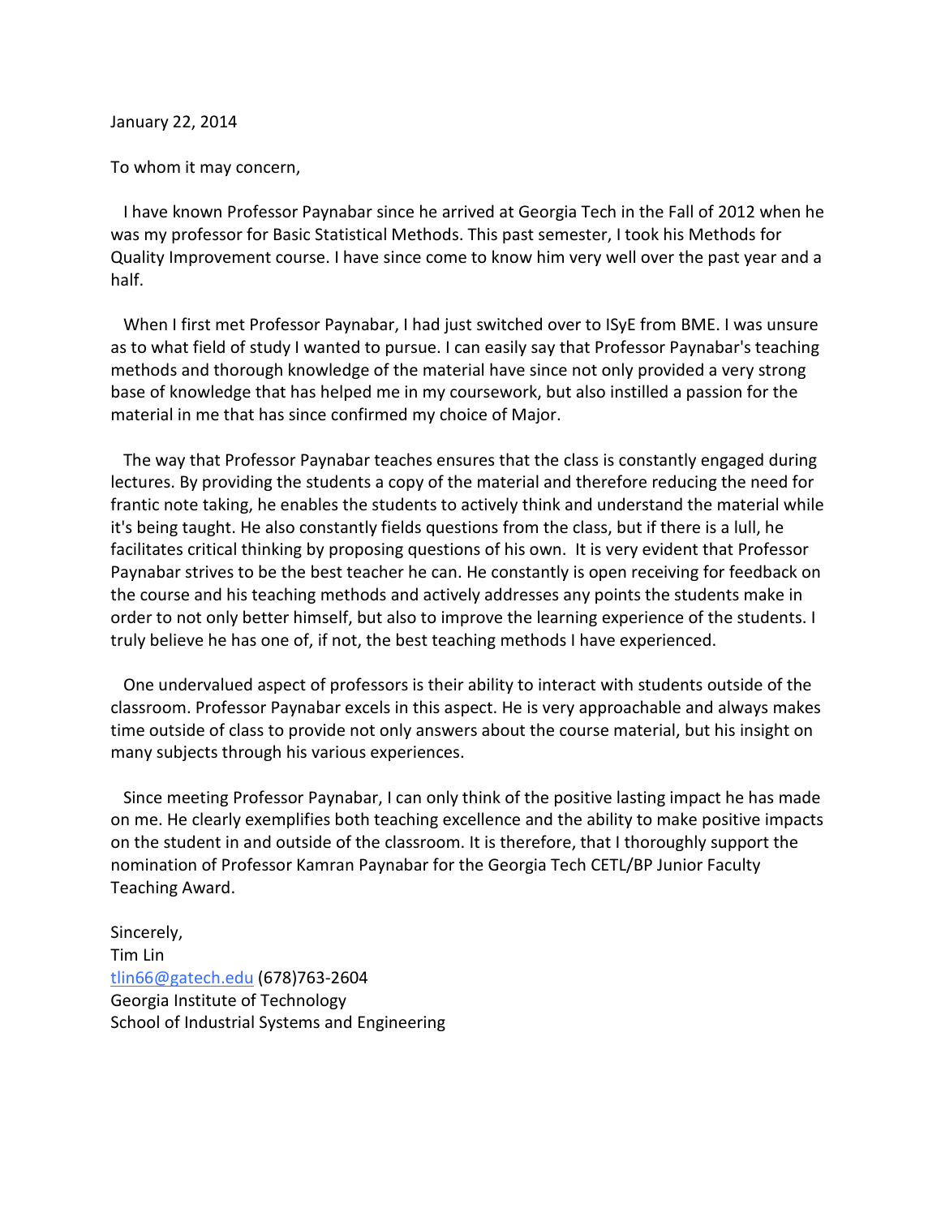January 22, 2014

To whom it may concern,

I have known Professor Paynabar since he arrived at Georgia Tech in the Fall of 2012 when he was my professor for Basic Statistical Methods. This past semester, I took his Methods for Quality Improvement course. I have since come to know him very well over the past year and a half.

When I first met Professor Paynabar, I had just switched over to ISyE from BME. I was unsure as to what field of study I wanted to pursue. I can easily say that Professor Paynabar's teaching methods and thorough knowledge of the material have since not only provided a very strong base of knowledge that has helped me in my coursework, but also instilled a passion for the material in me that has since confirmed my choice of Major.

The way that Professor Paynabar teaches ensures that the class is constantly engaged during lectures. By providing the students a copy of the material and therefore reducing the need for frantic note taking, he enables the students to actively think and understand the material while it's being taught. He also constantly fields questions from the class, but if there is a lull, he facilitates critical thinking by proposing questions of his own. It is very evident that Professor Paynabar strives to be the best teacher he can. He constantly is open receiving for feedback on the course and his teaching methods and actively addresses any points the students make in order to not only better himself, but also to improve the learning experience of the students. I truly believe he has one of, if not, the best teaching methods I have experienced.

One undervalued aspect of professors is their ability to interact with students outside of the classroom. Professor Paynabar excels in this aspect. He is very approachable and always makes time outside of class to provide not only answers about the course material, but his insight on many subjects through his various experiences.

Since meeting Professor Paynabar, I can only think of the positive lasting impact he has made on me. He clearly exemplifies both teaching excellence and the ability to make positive impacts on the student in and outside of the classroom. It is therefore, that I thoroughly support the nomination of Professor Kamran Paynabar for the Georgia Tech CETL/BP Junior Faculty Teaching Award.

Sincerely,  
Tim Lin  
tlin66@gatech.edu (678)763-2604  
Georgia Institute of Technology  
School of Industrial Systems and Engineering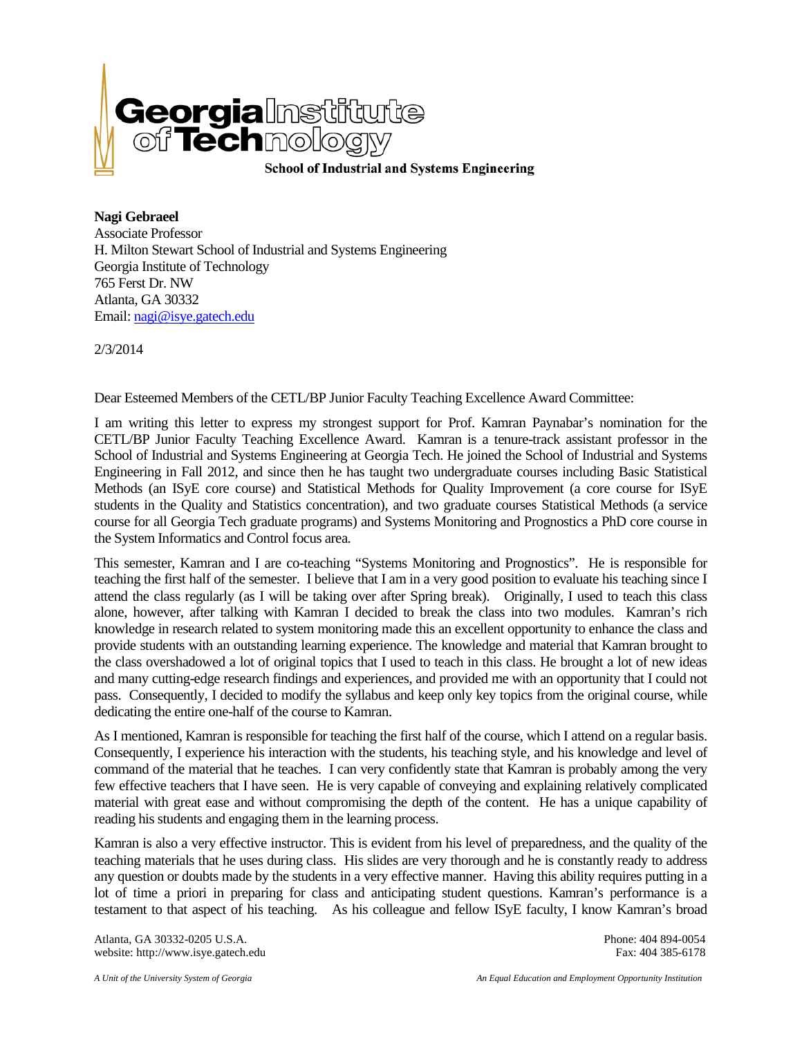**School of Industrial and Systems Engineering**

**Nagi Gebraeel**
Associate Professor
H. Milton Stewart School of Industrial and Systems Engineering
Georgia Institute of Technology
765 Ferst Dr. NW
Atlanta, GA 30332
Email: nagi@isye.gatech.edu

2/3/2014

Dear Esteemed Members of the CETL/BP Junior Faculty Teaching Excellence Award Committee:

I am writing this letter to express my strongest support for Prof. Kamran Paynabar's nomination for the CETL/BP Junior Faculty Teaching Excellence Award. Kamran is a tenure-track assistant professor in the School of Industrial and Systems Engineering at Georgia Tech. He joined the School of Industrial and Systems Engineering in Fall 2012, and since then he has taught two undergraduate courses including Basic Statistical Methods (an ISyE core course) and Statistical Methods for Quality Improvement (a core course for ISyE students in the Quality and Statistics concentration), and two graduate courses Statistical Methods (a service course for all Georgia Tech graduate programs) and Systems Monitoring and Prognostics a PhD core course in the System Informatics and Control focus area.

This semester, Kamran and I are co-teaching "Systems Monitoring and Prognostics". He is responsible for teaching the first half of the semester. I believe that I am in a very good position to evaluate his teaching since I attend the class regularly (as I will be taking over after Spring break). Originally, I used to teach this class alone, however, after talking with Kamran I decided to break the class into two modules. Kamran's rich knowledge in research related to system monitoring made this an excellent opportunity to enhance the class and provide students with an outstanding learning experience. The knowledge and material that Kamran brought to the class overshadowed a lot of original topics that I used to teach in this class. He brought a lot of new ideas and many cutting-edge research findings and experiences, and provided me with an opportunity that I could not pass. Consequently, I decided to modify the syllabus and keep only key topics from the original course, while dedicating the entire one-half of the course to Kamran.

As I mentioned, Kamran is responsible for teaching the first half of the course, which I attend on a regular basis. Consequently, I experience his interaction with the students, his teaching style, and his knowledge and level of command of the material that he teaches. I can very confidently state that Kamran is probably among the very few effective teachers that I have seen. He is very capable of conveying and explaining relatively complicated material with great ease and without compromising the depth of the content. He has a unique capability of reading his students and engaging them in the learning process.

Kamran is also a very effective instructor. This is evident from his level of preparedness, and the quality of the teaching materials that he uses during class. His slides are very thorough and he is constantly ready to address any question or doubts made by the students in a very effective manner. Having this ability requires putting in a lot of time a priori in preparing for class and anticipating student questions. Kamran's performance is a testament to that aspect of his teaching. As his colleague and fellow ISyE faculty, I know Kamran's broad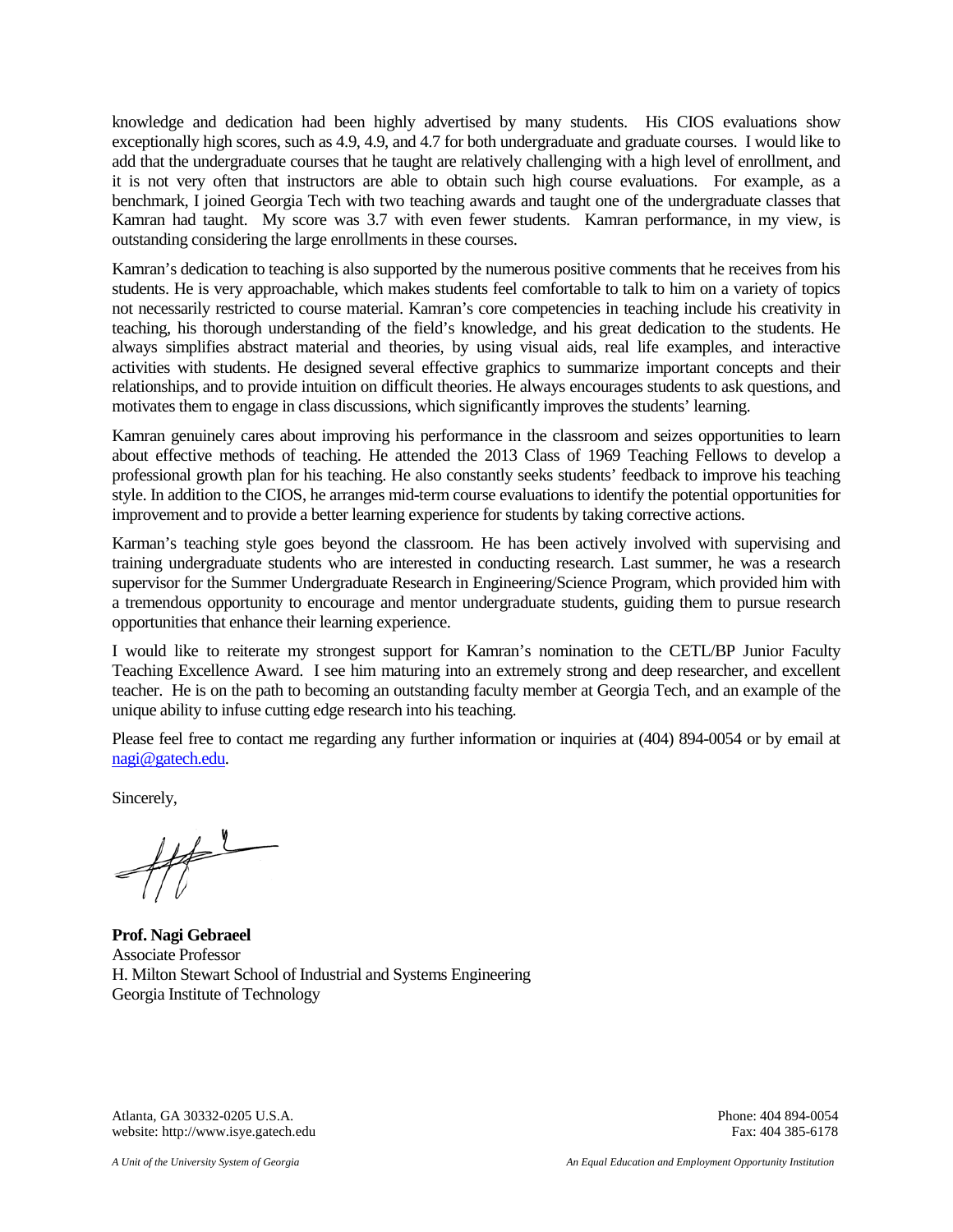knowledge and dedication had been highly advertised by many students. His CIOS evaluations show exceptionally high scores, such as 4.9, 4.9, and 4.7 for both undergraduate and graduate courses. I would like to add that the undergraduate courses that he taught are relatively challenging with a high level of enrollment, and it is not very often that instructors are able to obtain such high course evaluations. For example, as a benchmark, I joined Georgia Tech with two teaching awards and taught one of the undergraduate classes that Kamran had taught. My score was 3.7 with even fewer students. Kamran performance, in my view, is outstanding considering the large enrollments in these courses.

Kamran's dedication to teaching is also supported by the numerous positive comments that he receives from his students. He is very approachable, which makes students feel comfortable to talk to him on a variety of topics not necessarily restricted to course material. Kamran's core competencies in teaching include his creativity in teaching, his thorough understanding of the field's knowledge, and his great dedication to the students. He always simplifies abstract material and theories, by using visual aids, real life examples, and interactive activities with students. He designed several effective graphics to summarize important concepts and their relationships, and to provide intuition on difficult theories. He always encourages students to ask questions, and motivates them to engage in class discussions, which significantly improves the students' learning.

Kamran genuinely cares about improving his performance in the classroom and seizes opportunities to learn about effective methods of teaching. He attended the 2013 Class of 1969 Teaching Fellows to develop a professional growth plan for his teaching. He also constantly seeks students' feedback to improve his teaching style. In addition to the CIOS, he arranges mid-term course evaluations to identify the potential opportunities for improvement and to provide a better learning experience for students by taking corrective actions.

Karman's teaching style goes beyond the classroom. He has been actively involved with supervising and training undergraduate students who are interested in conducting research. Last summer, he was a research supervisor for the Summer Undergraduate Research in Engineering/Science Program, which provided him with a tremendous opportunity to encourage and mentor undergraduate students, guiding them to pursue research opportunities that enhance their learning experience.

I would like to reiterate my strongest support for Kamran's nomination to the CETL/BP Junior Faculty Teaching Excellence Award. I see him maturing into an extremely strong and deep researcher, and excellent teacher. He is on the path to becoming an outstanding faculty member at Georgia Tech, and an example of the unique ability to infuse cutting edge research into his teaching.

Please feel free to contact me regarding any further information or inquiries at (404) 894-0054 or by email at nagi@gatech.edu.

Sincerely,

**Prof. Nagi Gebraeel**
Associate Professor
H. Milton Stewart School of Industrial and Systems Engineering
Georgia Institute of Technology

Atlanta, GA 30332-0205 U.S.A.
website: http://www.isye.gatech.edu

Phone: 404 894-0054
Fax: 404 385-6178

*A Unit of the University System of Georgia*

*An Equal Education and Employment Opportunity Institution*